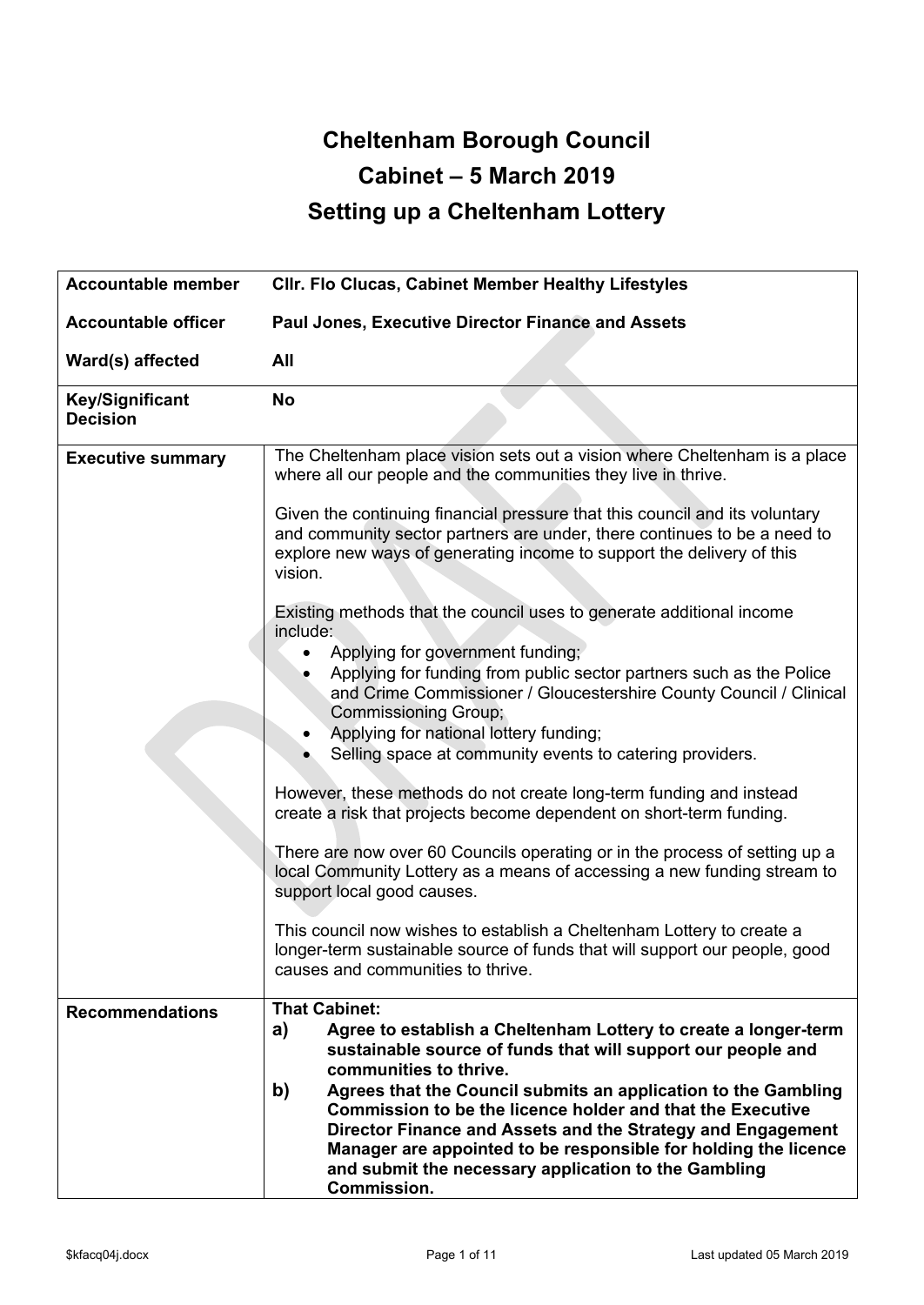# Cheltenham Borough Council

## Cabinet – 5 March 2019

## Setting up a Cheltenham Lottery

| | |
|---|---|
| **Accountable member** | **Cllr. Flo Clucas, Cabinet Member Healthy Lifestyles** |
| **Accountable officer** | **Paul Jones, Executive Director Finance and Assets** |
| **Ward(s) affected** | **All** |
| **Key/Significant Decision** | **No** |
| **Executive summary** | The Cheltenham place vision sets out a vision where Cheltenham is a place where all our people and the communities they live in thrive.<br><br>Given the continuing financial pressure that this council and its voluntary and community sector partners are under, there continues to be a need to explore new ways of generating income to support the delivery of this vision.<br><br>Existing methods that the council uses to generate additional income include:<br>• Applying for government funding;<br>• Applying for funding from public sector partners such as the Police and Crime Commissioner / Gloucestershire County Council / Clinical Commissioning Group;<br>• Applying for national lottery funding;<br>• Selling space at community events to catering providers.<br><br>However, these methods do not create long-term funding and instead create a risk that projects become dependent on short-term funding.<br><br>There are now over 60 Councils operating or in the process of setting up a local Community Lottery as a means of accessing a new funding stream to support local good causes.<br><br>This council now wishes to establish a Cheltenham Lottery to create a longer-term sustainable source of funds that will support our people, good causes and communities to thrive. |
| **Recommendations** | **That Cabinet:**<br>**a) Agree to establish a Cheltenham Lottery to create a longer-term sustainable source of funds that will support our people and communities to thrive.**<br>**b) Agrees that the Council submits an application to the Gambling Commission to be the licence holder and that the Executive Director Finance and Assets and the Strategy and Engagement Manager are appointed to be responsible for holding the licence and submit the necessary application to the Gambling Commission.** |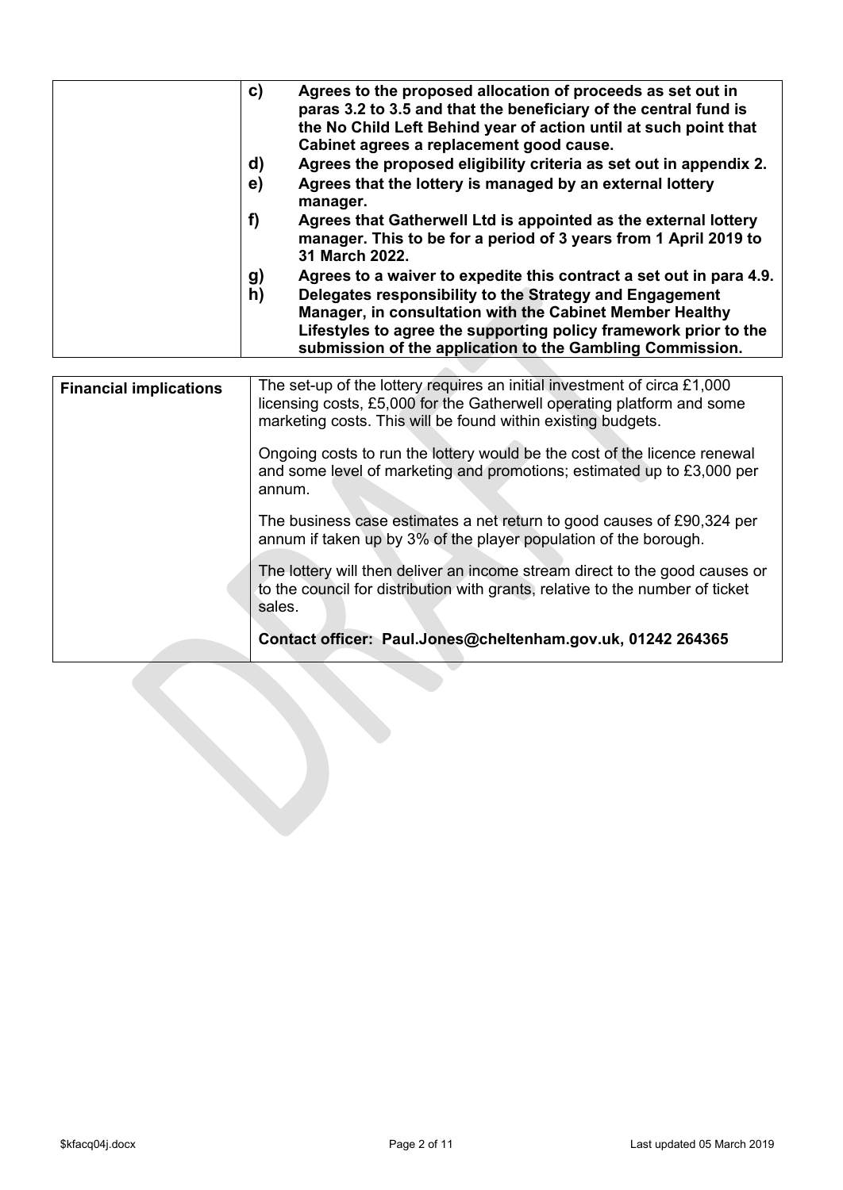| | |
|---|---|
| | **c) Agrees to the proposed allocation of proceeds as set out in paras 3.2 to 3.5 and that the beneficiary of the central fund is the No Child Left Behind year of action until at such point that Cabinet agrees a replacement good cause.**<br>**d) Agrees the proposed eligibility criteria as set out in appendix 2.**<br>**e) Agrees that the lottery is managed by an external lottery manager.**<br>**f) Agrees that Gatherwell Ltd is appointed as the external lottery manager. This to be for a period of 3 years from 1 April 2019 to 31 March 2022.**<br>**g) Agrees to a waiver to expedite this contract a set out in para 4.9.**<br>**h) Delegates responsibility to the Strategy and Engagement Manager, in consultation with the Cabinet Member Healthy Lifestyles to agree the supporting policy framework prior to the submission of the application to the Gambling Commission.** |

| | |
|---|---|
| **Financial implications** | The set-up of the lottery requires an initial investment of circa £1,000 licensing costs, £5,000 for the Gatherwell operating platform and some marketing costs. This will be found within existing budgets.<br><br>Ongoing costs to run the lottery would be the cost of the licence renewal and some level of marketing and promotions; estimated up to £3,000 per annum.<br><br>The business case estimates a net return to good causes of £90,324 per annum if taken up by 3% of the player population of the borough.<br><br>The lottery will then deliver an income stream direct to the good causes or to the council for distribution with grants, relative to the number of ticket sales.<br><br>**Contact officer: Paul.Jones@cheltenham.gov.uk, 01242 264365** |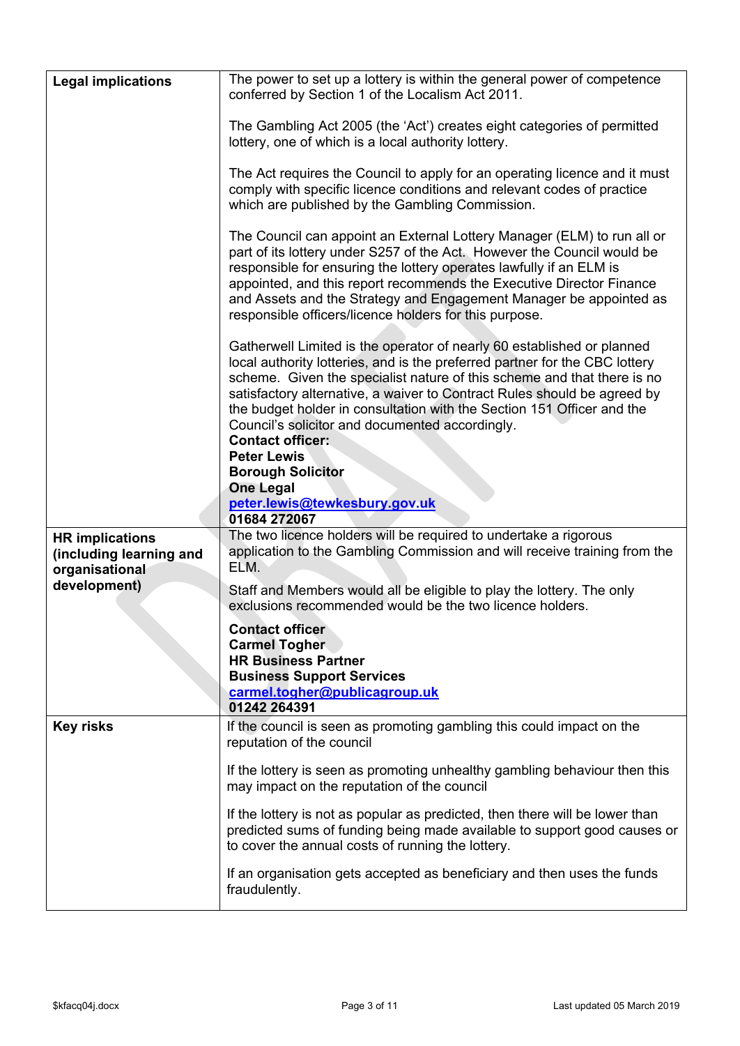| | |
|---|---|
| **Legal implications** | The power to set up a lottery is within the general power of competence conferred by Section 1 of the Localism Act 2011.<br><br>The Gambling Act 2005 (the 'Act') creates eight categories of permitted lottery, one of which is a local authority lottery.<br><br>The Act requires the Council to apply for an operating licence and it must comply with specific licence conditions and relevant codes of practice which are published by the Gambling Commission.<br><br>The Council can appoint an External Lottery Manager (ELM) to run all or part of its lottery under S257 of the Act. However the Council would be responsible for ensuring the lottery operates lawfully if an ELM is appointed, and this report recommends the Executive Director Finance and Assets and the Strategy and Engagement Manager be appointed as responsible officers/licence holders for this purpose.<br><br>Gatherwell Limited is the operator of nearly 60 established or planned local authority lotteries, and is the preferred partner for the CBC lottery scheme. Given the specialist nature of this scheme and that there is no satisfactory alternative, a waiver to Contract Rules should be agreed by the budget holder in consultation with the Section 151 Officer and the Council's solicitor and documented accordingly.<br>**Contact officer:**<br>**Peter Lewis**<br>**Borough Solicitor**<br>**One Legal**<br>**peter.lewis@tewkesbury.gov.uk**<br>**01684 272067** |
| **HR implications (including learning and organisational development)** | The two licence holders will be required to undertake a rigorous application to the Gambling Commission and will receive training from the ELM.<br><br>Staff and Members would all be eligible to play the lottery. The only exclusions recommended would be the two licence holders.<br><br>**Contact officer**<br>**Carmel Togher**<br>**HR Business Partner**<br>**Business Support Services**<br>**carmel.togher@publicagroup.uk**<br>**01242 264391** |
| **Key risks** | If the council is seen as promoting gambling this could impact on the reputation of the council<br><br>If the lottery is seen as promoting unhealthy gambling behaviour then this may impact on the reputation of the council<br><br>If the lottery is not as popular as predicted, then there will be lower than predicted sums of funding being made available to support good causes or to cover the annual costs of running the lottery.<br><br>If an organisation gets accepted as beneficiary and then uses the funds fraudulently. |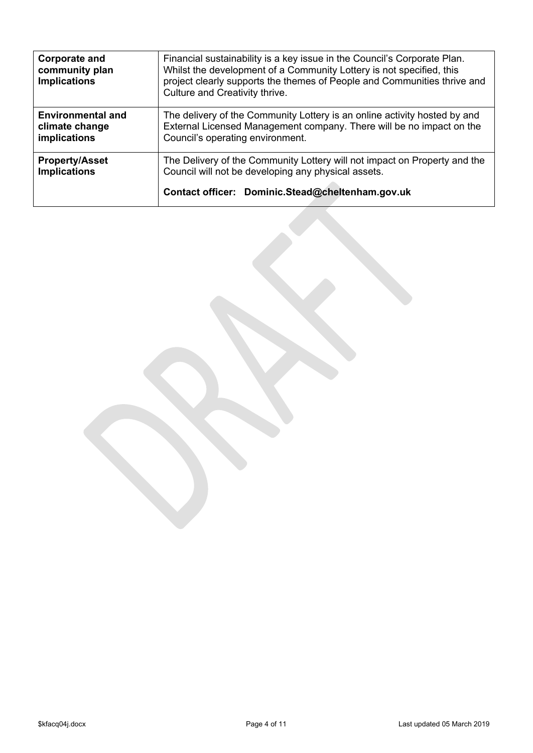| | |
|---|---|
| **Corporate and community plan Implications** | Financial sustainability is a key issue in the Council's Corporate Plan. Whilst the development of a Community Lottery is not specified, this project clearly supports the themes of People and Communities thrive and Culture and Creativity thrive. |
| **Environmental and climate change implications** | The delivery of the Community Lottery is an online activity hosted by and External Licensed Management company. There will be no impact on the Council's operating environment. |
| **Property/Asset Implications** | The Delivery of the Community Lottery will not impact on Property and the Council will not be developing any physical assets.<br><br>**Contact officer: Dominic.Stead@cheltenham.gov.uk** |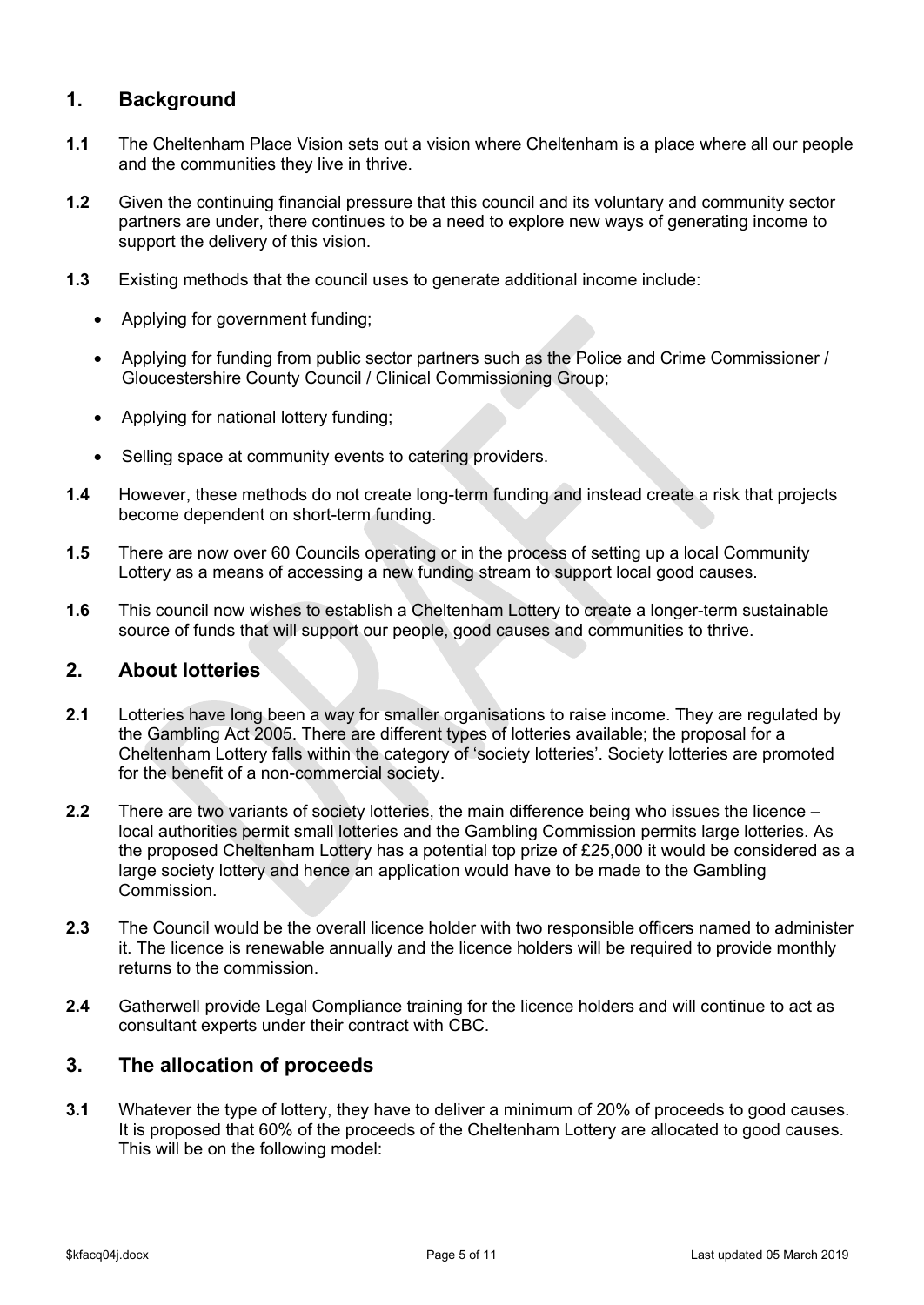## 1. Background

**1.1** The Cheltenham Place Vision sets out a vision where Cheltenham is a place where all our people and the communities they live in thrive.

**1.2** Given the continuing financial pressure that this council and its voluntary and community sector partners are under, there continues to be a need to explore new ways of generating income to support the delivery of this vision.

**1.3** Existing methods that the council uses to generate additional income include:

- Applying for government funding;
- Applying for funding from public sector partners such as the Police and Crime Commissioner / Gloucestershire County Council / Clinical Commissioning Group;
- Applying for national lottery funding;
- Selling space at community events to catering providers.

**1.4** However, these methods do not create long-term funding and instead create a risk that projects become dependent on short-term funding.

**1.5** There are now over 60 Councils operating or in the process of setting up a local Community Lottery as a means of accessing a new funding stream to support local good causes.

**1.6** This council now wishes to establish a Cheltenham Lottery to create a longer-term sustainable source of funds that will support our people, good causes and communities to thrive.

## 2. About lotteries

**2.1** Lotteries have long been a way for smaller organisations to raise income. They are regulated by the Gambling Act 2005. There are different types of lotteries available; the proposal for a Cheltenham Lottery falls within the category of 'society lotteries'. Society lotteries are promoted for the benefit of a non-commercial society.

**2.2** There are two variants of society lotteries, the main difference being who issues the licence – local authorities permit small lotteries and the Gambling Commission permits large lotteries. As the proposed Cheltenham Lottery has a potential top prize of £25,000 it would be considered as a large society lottery and hence an application would have to be made to the Gambling Commission.

**2.3** The Council would be the overall licence holder with two responsible officers named to administer it. The licence is renewable annually and the licence holders will be required to provide monthly returns to the commission.

**2.4** Gatherwell provide Legal Compliance training for the licence holders and will continue to act as consultant experts under their contract with CBC.

## 3. The allocation of proceeds

**3.1** Whatever the type of lottery, they have to deliver a minimum of 20% of proceeds to good causes. It is proposed that 60% of the proceeds of the Cheltenham Lottery are allocated to good causes. This will be on the following model: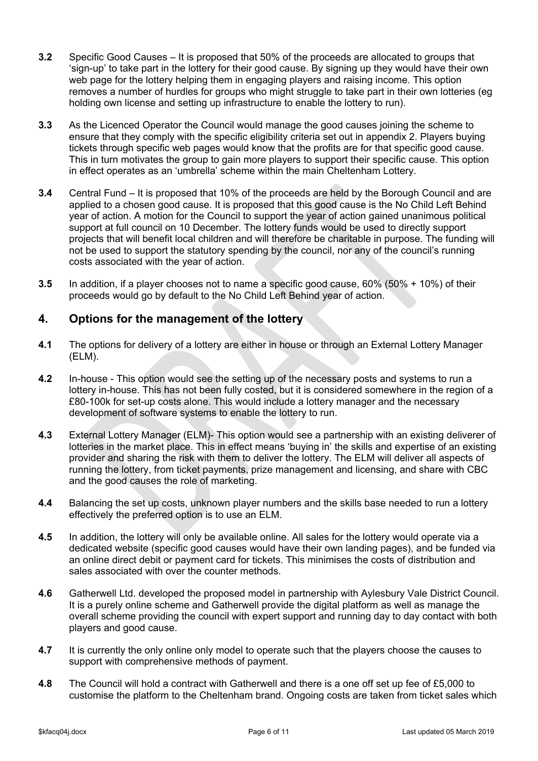**3.2** Specific Good Causes – It is proposed that 50% of the proceeds are allocated to groups that 'sign-up' to take part in the lottery for their good cause. By signing up they would have their own web page for the lottery helping them in engaging players and raising income. This option removes a number of hurdles for groups who might struggle to take part in their own lotteries (eg holding own license and setting up infrastructure to enable the lottery to run).

**3.3** As the Licenced Operator the Council would manage the good causes joining the scheme to ensure that they comply with the specific eligibility criteria set out in appendix 2. Players buying tickets through specific web pages would know that the profits are for that specific good cause. This in turn motivates the group to gain more players to support their specific cause. This option in effect operates as an 'umbrella' scheme within the main Cheltenham Lottery.

**3.4** Central Fund – It is proposed that 10% of the proceeds are held by the Borough Council and are applied to a chosen good cause. It is proposed that this good cause is the No Child Left Behind year of action. A motion for the Council to support the year of action gained unanimous political support at full council on 10 December. The lottery funds would be used to directly support projects that will benefit local children and will therefore be charitable in purpose. The funding will not be used to support the statutory spending by the council, nor any of the council's running costs associated with the year of action.

**3.5** In addition, if a player chooses not to name a specific good cause, 60% (50% + 10%) of their proceeds would go by default to the No Child Left Behind year of action.

## 4. Options for the management of the lottery

**4.1** The options for delivery of a lottery are either in house or through an External Lottery Manager (ELM).

**4.2** In-house - This option would see the setting up of the necessary posts and systems to run a lottery in-house. This has not been fully costed, but it is considered somewhere in the region of a £80-100k for set-up costs alone. This would include a lottery manager and the necessary development of software systems to enable the lottery to run.

**4.3** External Lottery Manager (ELM)- This option would see a partnership with an existing deliverer of lotteries in the market place. This in effect means 'buying in' the skills and expertise of an existing provider and sharing the risk with them to deliver the lottery. The ELM will deliver all aspects of running the lottery, from ticket payments, prize management and licensing, and share with CBC and the good causes the role of marketing.

**4.4** Balancing the set up costs, unknown player numbers and the skills base needed to run a lottery effectively the preferred option is to use an ELM.

**4.5** In addition, the lottery will only be available online. All sales for the lottery would operate via a dedicated website (specific good causes would have their own landing pages), and be funded via an online direct debit or payment card for tickets. This minimises the costs of distribution and sales associated with over the counter methods.

**4.6** Gatherwell Ltd. developed the proposed model in partnership with Aylesbury Vale District Council. It is a purely online scheme and Gatherwell provide the digital platform as well as manage the overall scheme providing the council with expert support and running day to day contact with both players and good cause.

**4.7** It is currently the only online only model to operate such that the players choose the causes to support with comprehensive methods of payment.

**4.8** The Council will hold a contract with Gatherwell and there is a one off set up fee of £5,000 to customise the platform to the Cheltenham brand. Ongoing costs are taken from ticket sales which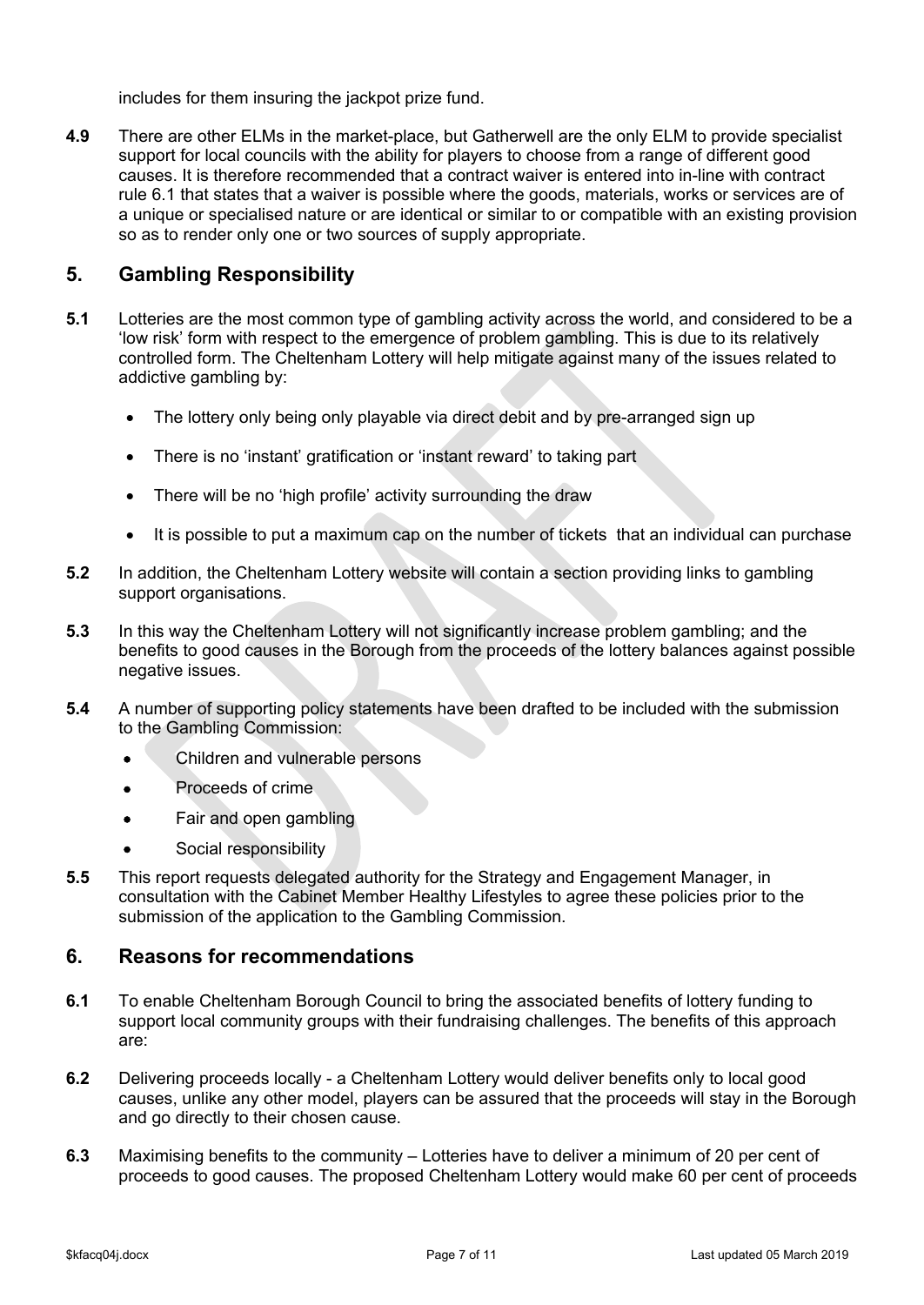includes for them insuring the jackpot prize fund.

**4.9** There are other ELMs in the market-place, but Gatherwell are the only ELM to provide specialist support for local councils with the ability for players to choose from a range of different good causes. It is therefore recommended that a contract waiver is entered into in-line with contract rule 6.1 that states that a waiver is possible where the goods, materials, works or services are of a unique or specialised nature or are identical or similar to or compatible with an existing provision so as to render only one or two sources of supply appropriate.

## 5. Gambling Responsibility

**5.1** Lotteries are the most common type of gambling activity across the world, and considered to be a 'low risk' form with respect to the emergence of problem gambling. This is due to its relatively controlled form. The Cheltenham Lottery will help mitigate against many of the issues related to addictive gambling by:

- The lottery only being only playable via direct debit and by pre-arranged sign up
- There is no 'instant' gratification or 'instant reward' to taking part
- There will be no 'high profile' activity surrounding the draw
- It is possible to put a maximum cap on the number of tickets that an individual can purchase

**5.2** In addition, the Cheltenham Lottery website will contain a section providing links to gambling support organisations.

**5.3** In this way the Cheltenham Lottery will not significantly increase problem gambling; and the benefits to good causes in the Borough from the proceeds of the lottery balances against possible negative issues.

**5.4** A number of supporting policy statements have been drafted to be included with the submission to the Gambling Commission:

- Children and vulnerable persons
- Proceeds of crime
- Fair and open gambling
- Social responsibility

**5.5** This report requests delegated authority for the Strategy and Engagement Manager, in consultation with the Cabinet Member Healthy Lifestyles to agree these policies prior to the submission of the application to the Gambling Commission.

## 6. Reasons for recommendations

**6.1** To enable Cheltenham Borough Council to bring the associated benefits of lottery funding to support local community groups with their fundraising challenges. The benefits of this approach are:

**6.2** Delivering proceeds locally - a Cheltenham Lottery would deliver benefits only to local good causes, unlike any other model, players can be assured that the proceeds will stay in the Borough and go directly to their chosen cause.

**6.3** Maximising benefits to the community – Lotteries have to deliver a minimum of 20 per cent of proceeds to good causes. The proposed Cheltenham Lottery would make 60 per cent of proceeds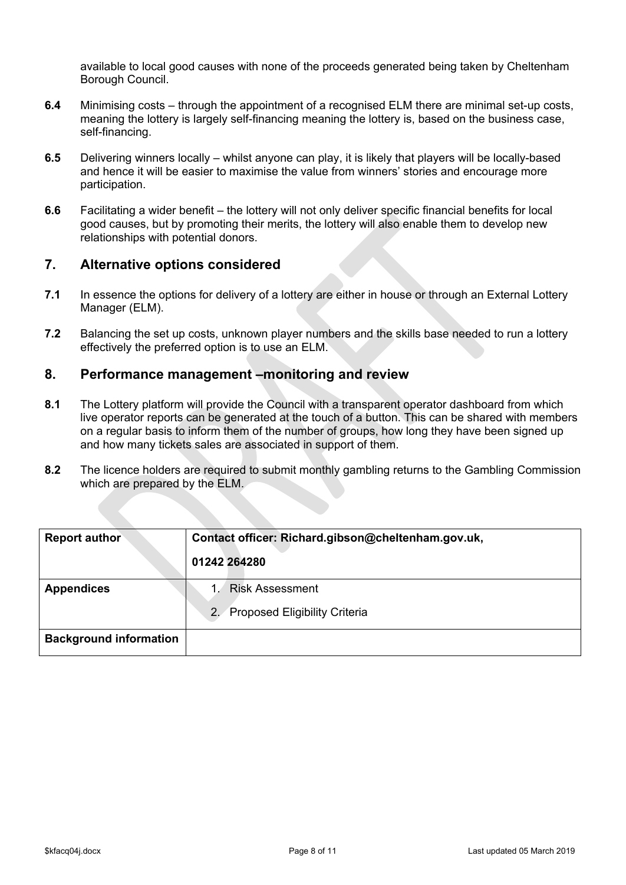available to local good causes with none of the proceeds generated being taken by Cheltenham Borough Council.

**6.4** Minimising costs – through the appointment of a recognised ELM there are minimal set-up costs, meaning the lottery is largely self-financing meaning the lottery is, based on the business case, self-financing.

**6.5** Delivering winners locally – whilst anyone can play, it is likely that players will be locally-based and hence it will be easier to maximise the value from winners' stories and encourage more participation.

**6.6** Facilitating a wider benefit – the lottery will not only deliver specific financial benefits for local good causes, but by promoting their merits, the lottery will also enable them to develop new relationships with potential donors.

## 7. Alternative options considered

**7.1** In essence the options for delivery of a lottery are either in house or through an External Lottery Manager (ELM).

**7.2** Balancing the set up costs, unknown player numbers and the skills base needed to run a lottery effectively the preferred option is to use an ELM.

## 8. Performance management –monitoring and review

**8.1** The Lottery platform will provide the Council with a transparent operator dashboard from which live operator reports can be generated at the touch of a button. This can be shared with members on a regular basis to inform them of the number of groups, how long they have been signed up and how many tickets sales are associated in support of them.

**8.2** The licence holders are required to submit monthly gambling returns to the Gambling Commission which are prepared by the ELM.

| **Report author** | **Contact officer: Richard.gibson@cheltenham.gov.uk,** <br> **01242 264280** |
|---|---|
| **Appendices** | 1. Risk Assessment <br> 2. Proposed Eligibility Criteria |
| **Background information** | |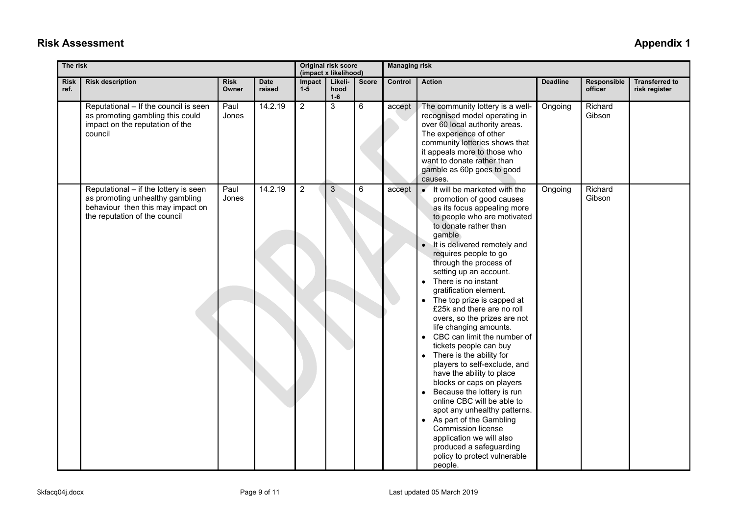## Risk Assessment

## Appendix 1

| The risk | | | | Original risk score (impact x likelihood) | | | Managing risk | | | | |
|---|---|---|---|---|---|---|---|---|---|---|---|
| Risk ref. | Risk description | Risk Owner | Date raised | Impact 1-5 | Likeli-hood 1-6 | Score | Control | Action | Deadline | Responsible officer | Transferred to risk register |
| | Reputational – If the council is seen as promoting gambling this could impact on the reputation of the council | Paul Jones | 14.2.19 | 2 | 3 | 6 | accept | The community lottery is a well-recognised model operating in over 60 local authority areas. The experience of other community lotteries shows that it appeals more to those who want to donate rather than gamble as 60p goes to good causes. | Ongoing | Richard Gibson | |
| | Reputational – if the lottery is seen as promoting unhealthy gambling behaviour then this may impact on the reputation of the council | Paul Jones | 14.2.19 | 2 | 3 | 6 | accept | • It will be marketed with the promotion of good causes as its focus appealing more to people who are motivated to donate rather than gamble<br>• It is delivered remotely and requires people to go through the process of setting up an account.<br>• There is no instant gratification element.<br>• The top prize is capped at £25k and there are no roll overs, so the prizes are not life changing amounts.<br>• CBC can limit the number of tickets people can buy<br>• There is the ability for players to self-exclude, and have the ability to place blocks or caps on players<br>• Because the lottery is run online CBC will be able to spot any unhealthy patterns.<br>• As part of the Gambling Commission license application we will also produced a safeguarding policy to protect vulnerable people. | Ongoing | Richard Gibson | |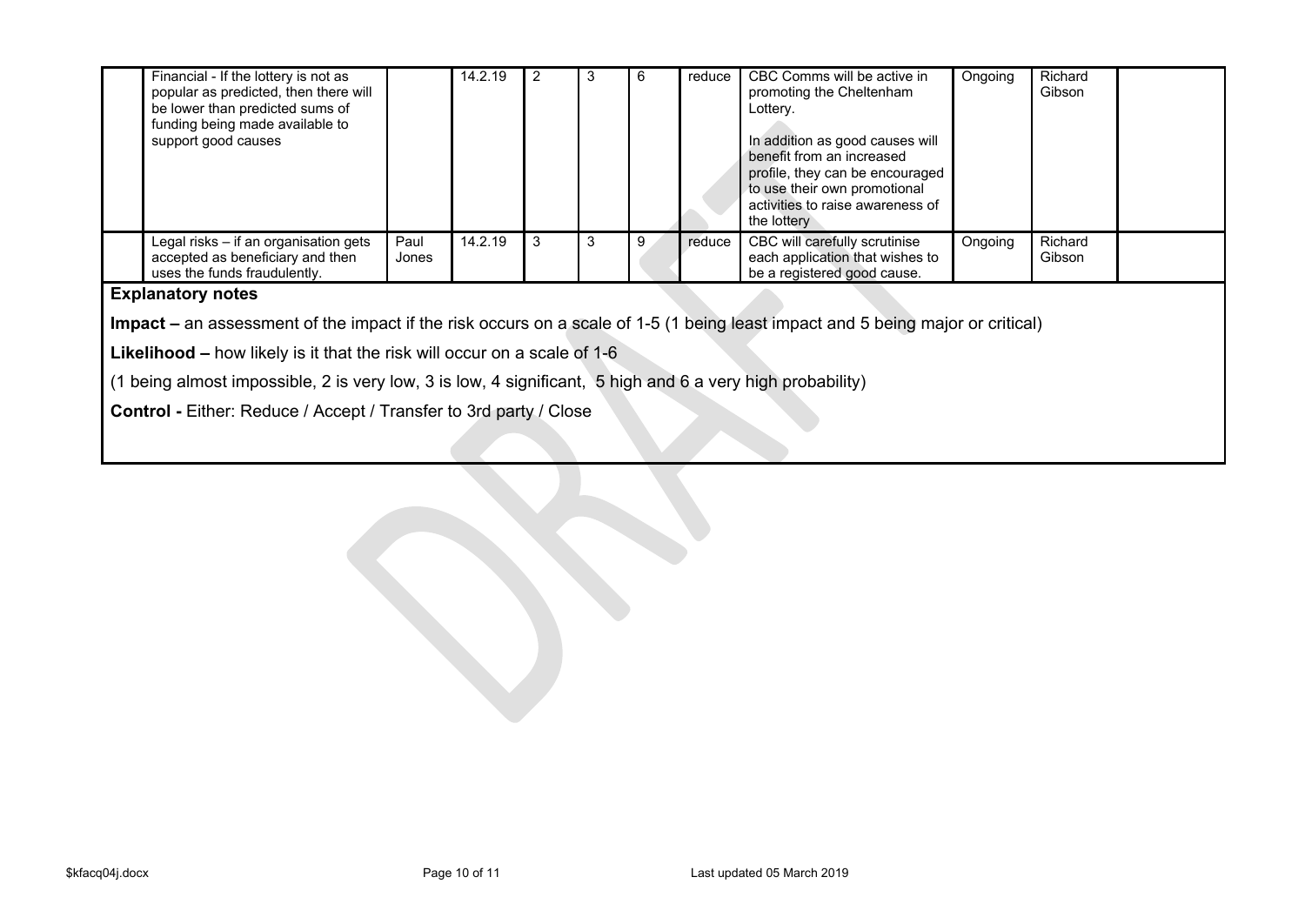|  | Financial - If the lottery is not as popular as predicted, then there will be lower than predicted sums of funding being made available to support good causes |  | 14.2.19 | 2 | 3 | 6 | reduce | CBC Comms will be active in promoting the Cheltenham Lottery.<br><br>In addition as good causes will benefit from an increased profile, they can be encouraged to use their own promotional activities to raise awareness of the lottery | Ongoing | Richard Gibson |  |
|---|---|---|---|---|---|---|---|---|---|---|---|
|  | Legal risks – if an organisation gets accepted as beneficiary and then uses the funds fraudulently. | Paul Jones | 14.2.19 | 3 | 3 | 9 | reduce | CBC will carefully scrutinise each application that wishes to be a registered good cause. | Ongoing | Richard Gibson |  |

**Explanatory notes**

**Impact –** an assessment of the impact if the risk occurs on a scale of 1-5 (1 being least impact and 5 being major or critical)

**Likelihood –** how likely is it that the risk will occur on a scale of 1-6

(1 being almost impossible, 2 is very low, 3 is low, 4 significant, 5 high and 6 a very high probability)

**Control -** Either: Reduce / Accept / Transfer to 3rd party / Close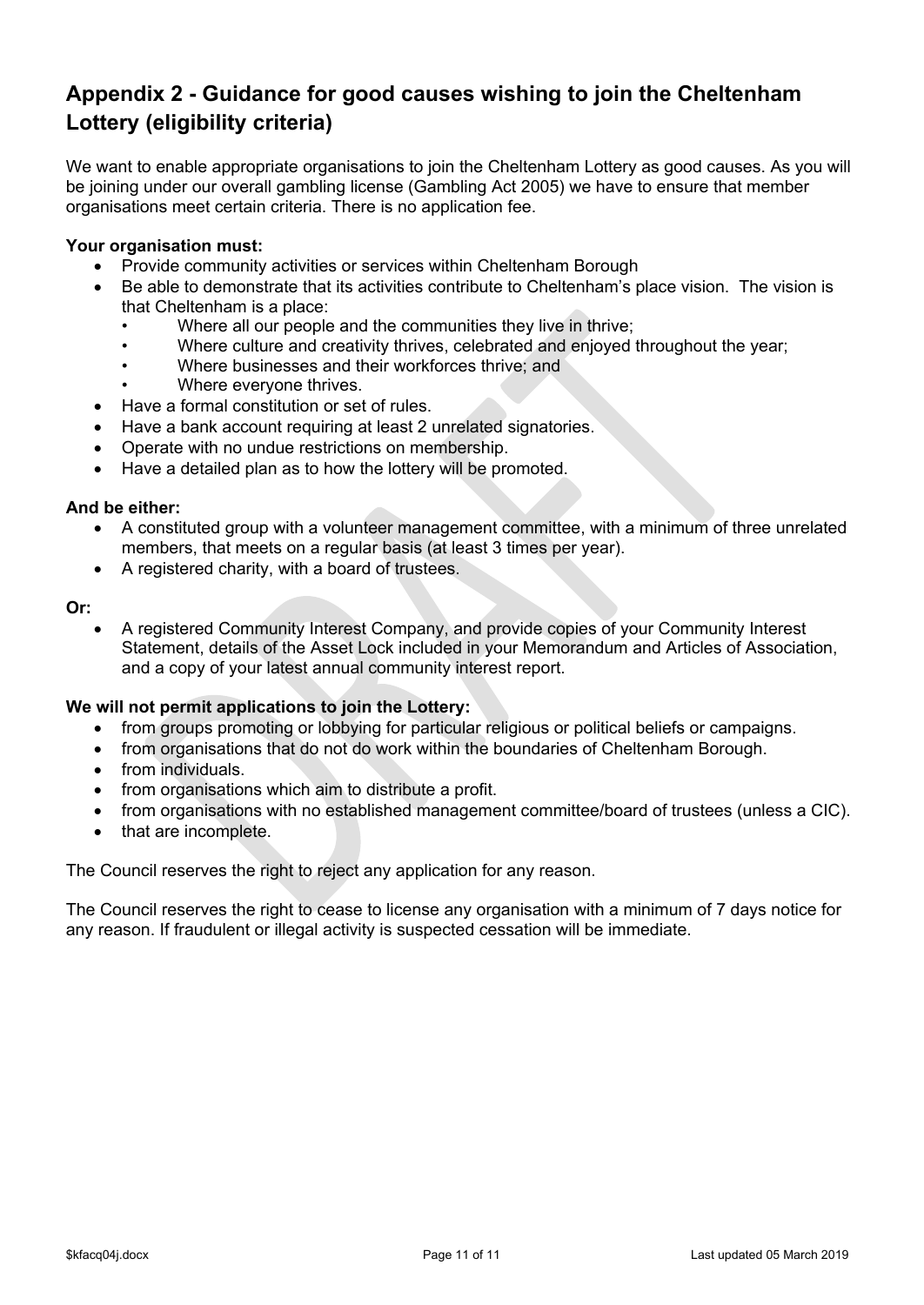## Appendix 2 - Guidance for good causes wishing to join the Cheltenham Lottery (eligibility criteria)

We want to enable appropriate organisations to join the Cheltenham Lottery as good causes. As you will be joining under our overall gambling license (Gambling Act 2005) we have to ensure that member organisations meet certain criteria. There is no application fee.

**Your organisation must:**

- Provide community activities or services within Cheltenham Borough
- Be able to demonstrate that its activities contribute to Cheltenham's place vision. The vision is that Cheltenham is a place:
  - Where all our people and the communities they live in thrive;
  - Where culture and creativity thrives, celebrated and enjoyed throughout the year;
  - Where businesses and their workforces thrive; and
  - Where everyone thrives.
- Have a formal constitution or set of rules.
- Have a bank account requiring at least 2 unrelated signatories.
- Operate with no undue restrictions on membership.
- Have a detailed plan as to how the lottery will be promoted.

**And be either:**

- A constituted group with a volunteer management committee, with a minimum of three unrelated members, that meets on a regular basis (at least 3 times per year).
- A registered charity, with a board of trustees.

**Or:**

- A registered Community Interest Company, and provide copies of your Community Interest Statement, details of the Asset Lock included in your Memorandum and Articles of Association, and a copy of your latest annual community interest report.

**We will not permit applications to join the Lottery:**

- from groups promoting or lobbying for particular religious or political beliefs or campaigns.
- from organisations that do not do work within the boundaries of Cheltenham Borough.
- from individuals.
- from organisations which aim to distribute a profit.
- from organisations with no established management committee/board of trustees (unless a CIC).
- that are incomplete.

The Council reserves the right to reject any application for any reason.

The Council reserves the right to cease to license any organisation with a minimum of 7 days notice for any reason. If fraudulent or illegal activity is suspected cessation will be immediate.